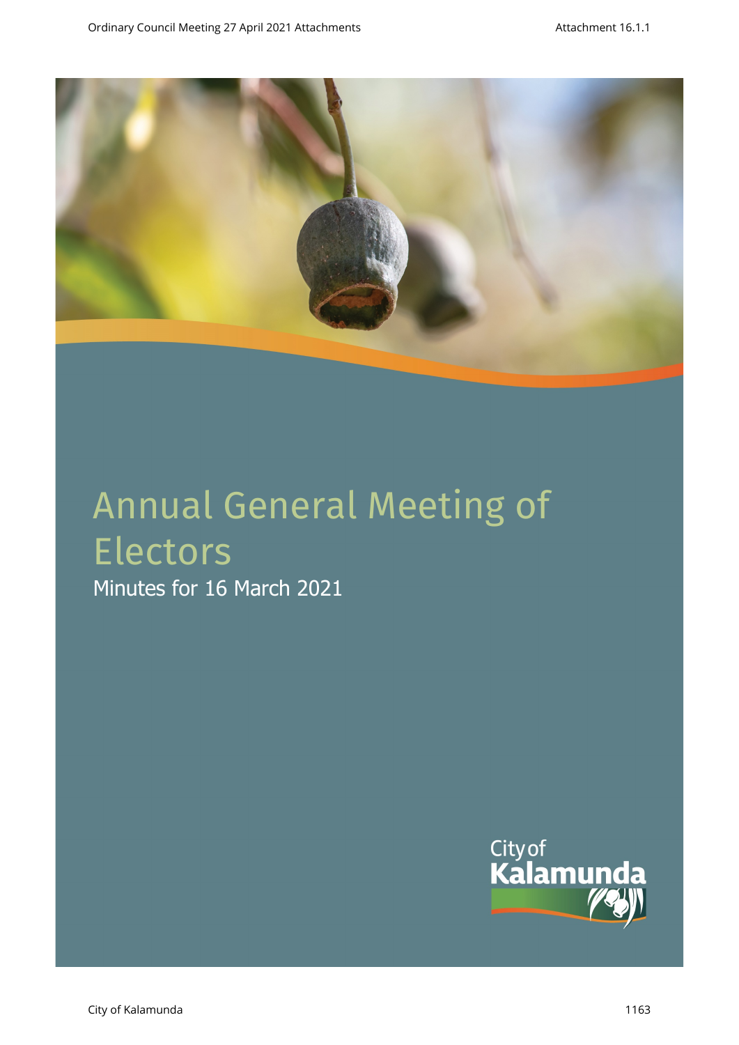# Annual General Meeting of Electors

Minutes for 16 March 2021

City of Kalamunda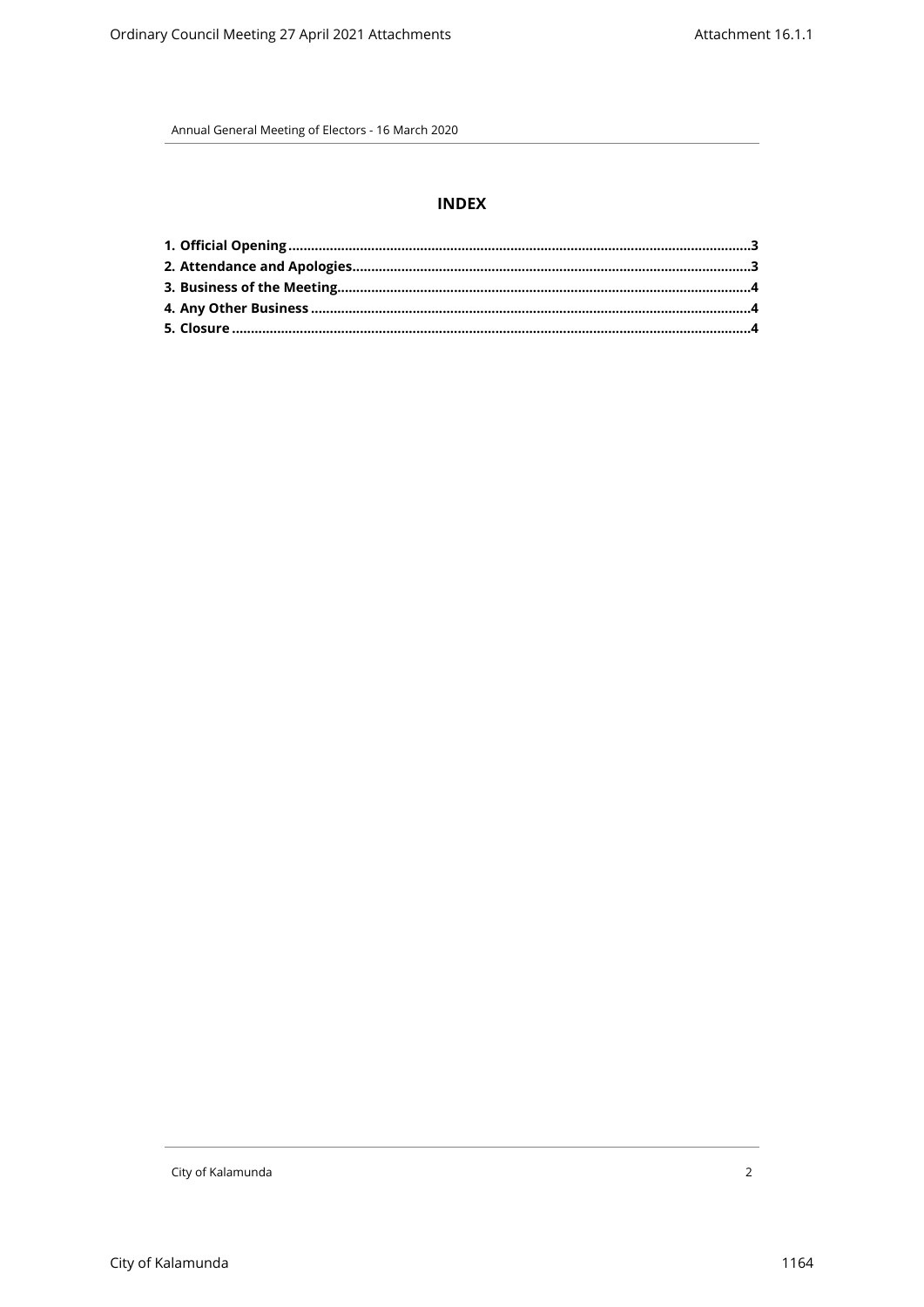## INDEX

**1. Official Opening**.........................................................................................................**3**
**2. Attendance and Apologies**........................................................................................**3**
**3. Business of the Meeting**...........................................................................................**4**
**4. Any Other Business**...................................................................................................**4**
**5. Closure**........................................................................................................................**4**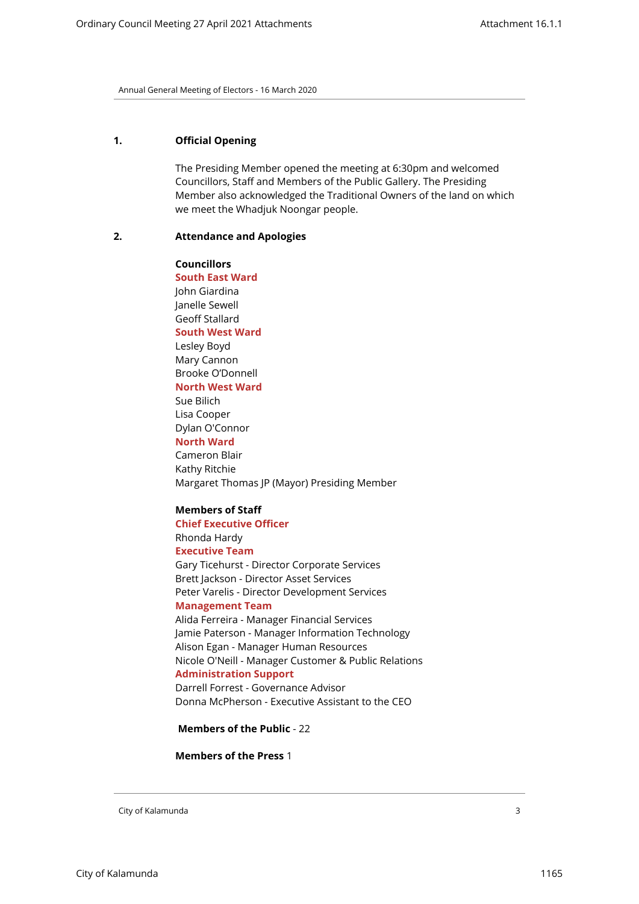## 1. Official Opening

The Presiding Member opened the meeting at 6:30pm and welcomed Councillors, Staff and Members of the Public Gallery. The Presiding Member also acknowledged the Traditional Owners of the land on which we meet the Whadjuk Noongar people.

## 2. Attendance and Apologies

**Councillors**

**South East Ward**
John Giardina
Janelle Sewell
Geoff Stallard

**South West Ward**
Lesley Boyd
Mary Cannon
Brooke O'Donnell

**North West Ward**
Sue Bilich
Lisa Cooper
Dylan O'Connor

**North Ward**
Cameron Blair
Kathy Ritchie
Margaret Thomas JP (Mayor) Presiding Member

**Members of Staff**

**Chief Executive Officer**
Rhonda Hardy

**Executive Team**
Gary Ticehurst - Director Corporate Services
Brett Jackson - Director Asset Services
Peter Varelis - Director Development Services

**Management Team**
Alida Ferreira - Manager Financial Services
Jamie Paterson - Manager Information Technology
Alison Egan - Manager Human Resources
Nicole O'Neill - Manager Customer & Public Relations

**Administration Support**
Darrell Forrest - Governance Advisor
Donna McPherson - Executive Assistant to the CEO

**Members of the Public** - 22

**Members of the Press** 1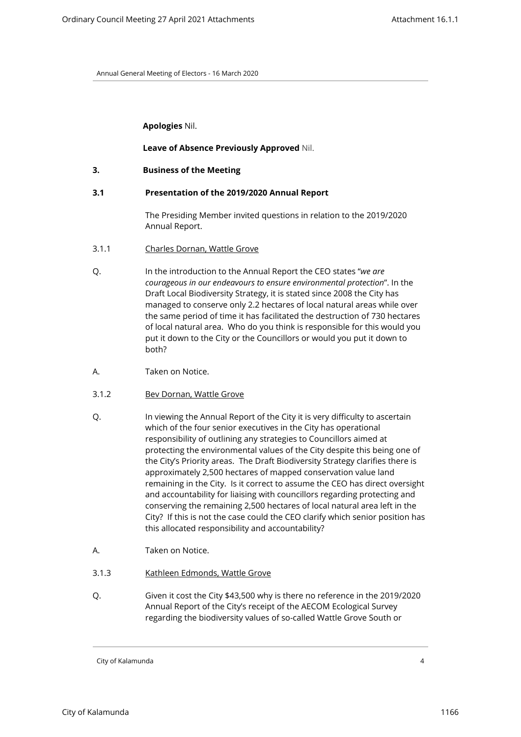**Apologies** Nil.

**Leave of Absence Previously Approved** Nil.

## 3. Business of the Meeting

### 3.1 Presentation of the 2019/2020 Annual Report

The Presiding Member invited questions in relation to the 2019/2020 Annual Report.

3.1.1 Charles Dornan, Wattle Grove

Q. In the introduction to the Annual Report the CEO states "*we are courageous in our endeavours to ensure environmental protection*". In the Draft Local Biodiversity Strategy, it is stated since 2008 the City has managed to conserve only 2.2 hectares of local natural areas while over the same period of time it has facilitated the destruction of 730 hectares of local natural area. Who do you think is responsible for this would you put it down to the City or the Councillors or would you put it down to both?

A. Taken on Notice.

3.1.2 Bev Dornan, Wattle Grove

Q. In viewing the Annual Report of the City it is very difficulty to ascertain which of the four senior executives in the City has operational responsibility of outlining any strategies to Councillors aimed at protecting the environmental values of the City despite this being one of the City's Priority areas. The Draft Biodiversity Strategy clarifies there is approximately 2,500 hectares of mapped conservation value land remaining in the City. Is it correct to assume the CEO has direct oversight and accountability for liaising with councillors regarding protecting and conserving the remaining 2,500 hectares of local natural area left in the City? If this is not the case could the CEO clarify which senior position has this allocated responsibility and accountability?

A. Taken on Notice.

3.1.3 Kathleen Edmonds, Wattle Grove

Q. Given it cost the City $43,500 why is there no reference in the 2019/2020 Annual Report of the City's receipt of the AECOM Ecological Survey regarding the biodiversity values of so-called Wattle Grove South or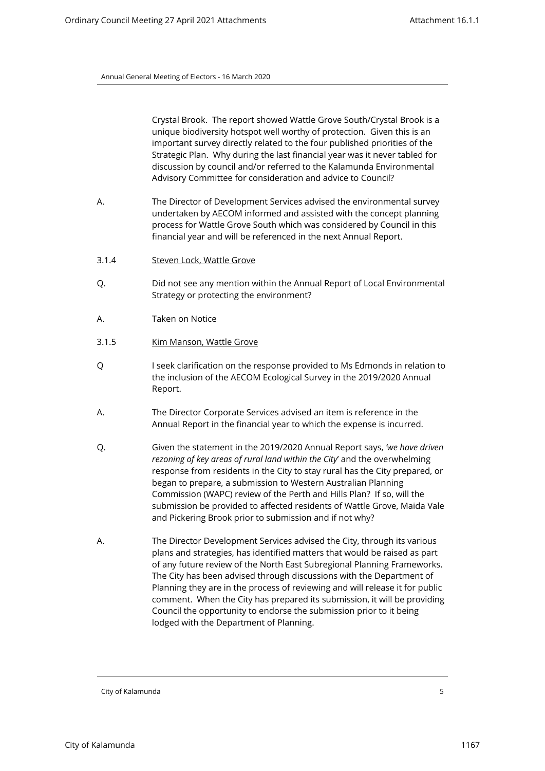Crystal Brook. The report showed Wattle Grove South/Crystal Brook is a unique biodiversity hotspot well worthy of protection. Given this is an important survey directly related to the four published priorities of the Strategic Plan. Why during the last financial year was it never tabled for discussion by council and/or referred to the Kalamunda Environmental Advisory Committee for consideration and advice to Council?

A. The Director of Development Services advised the environmental survey undertaken by AECOM informed and assisted with the concept planning process for Wattle Grove South which was considered by Council in this financial year and will be referenced in the next Annual Report.

3.1.4 Steven Lock, Wattle Grove

Q. Did not see any mention within the Annual Report of Local Environmental Strategy or protecting the environment?

A. Taken on Notice

3.1.5 Kim Manson, Wattle Grove

Q I seek clarification on the response provided to Ms Edmonds in relation to the inclusion of the AECOM Ecological Survey in the 2019/2020 Annual Report.

A. The Director Corporate Services advised an item is reference in the Annual Report in the financial year to which the expense is incurred.

Q. Given the statement in the 2019/2020 Annual Report says, *'we have driven rezoning of key areas of rural land within the City'* and the overwhelming response from residents in the City to stay rural has the City prepared, or began to prepare, a submission to Western Australian Planning Commission (WAPC) review of the Perth and Hills Plan? If so, will the submission be provided to affected residents of Wattle Grove, Maida Vale and Pickering Brook prior to submission and if not why?

A. The Director Development Services advised the City, through its various plans and strategies, has identified matters that would be raised as part of any future review of the North East Subregional Planning Frameworks. The City has been advised through discussions with the Department of Planning they are in the process of reviewing and will release it for public comment. When the City has prepared its submission, it will be providing Council the opportunity to endorse the submission prior to it being lodged with the Department of Planning.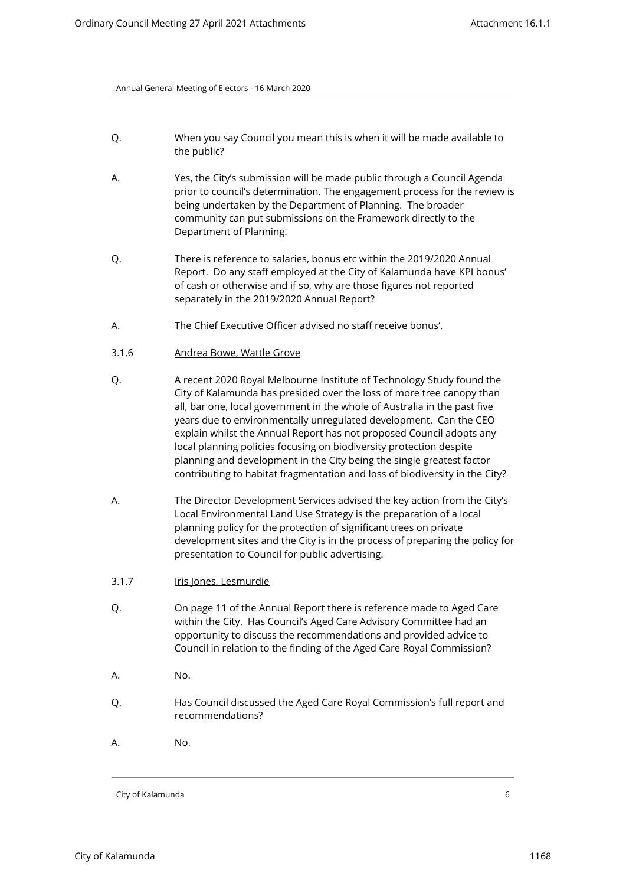Q. When you say Council you mean this is when it will be made available to the public?

A. Yes, the City's submission will be made public through a Council Agenda prior to council's determination. The engagement process for the review is being undertaken by the Department of Planning. The broader community can put submissions on the Framework directly to the Department of Planning.

Q. There is reference to salaries, bonus etc within the 2019/2020 Annual Report. Do any staff employed at the City of Kalamunda have KPI bonus' of cash or otherwise and if so, why are those figures not reported separately in the 2019/2020 Annual Report?

A. The Chief Executive Officer advised no staff receive bonus'.

3.1.6 Andrea Bowe, Wattle Grove

Q. A recent 2020 Royal Melbourne Institute of Technology Study found the City of Kalamunda has presided over the loss of more tree canopy than all, bar one, local government in the whole of Australia in the past five years due to environmentally unregulated development. Can the CEO explain whilst the Annual Report has not proposed Council adopts any local planning policies focusing on biodiversity protection despite planning and development in the City being the single greatest factor contributing to habitat fragmentation and loss of biodiversity in the City?

A. The Director Development Services advised the key action from the City's Local Environmental Land Use Strategy is the preparation of a local planning policy for the protection of significant trees on private development sites and the City is in the process of preparing the policy for presentation to Council for public advertising.

3.1.7 Iris Jones, Lesmurdie

Q. On page 11 of the Annual Report there is reference made to Aged Care within the City. Has Council's Aged Care Advisory Committee had an opportunity to discuss the recommendations and provided advice to Council in relation to the finding of the Aged Care Royal Commission?

A. No.

Q. Has Council discussed the Aged Care Royal Commission's full report and recommendations?

A. No.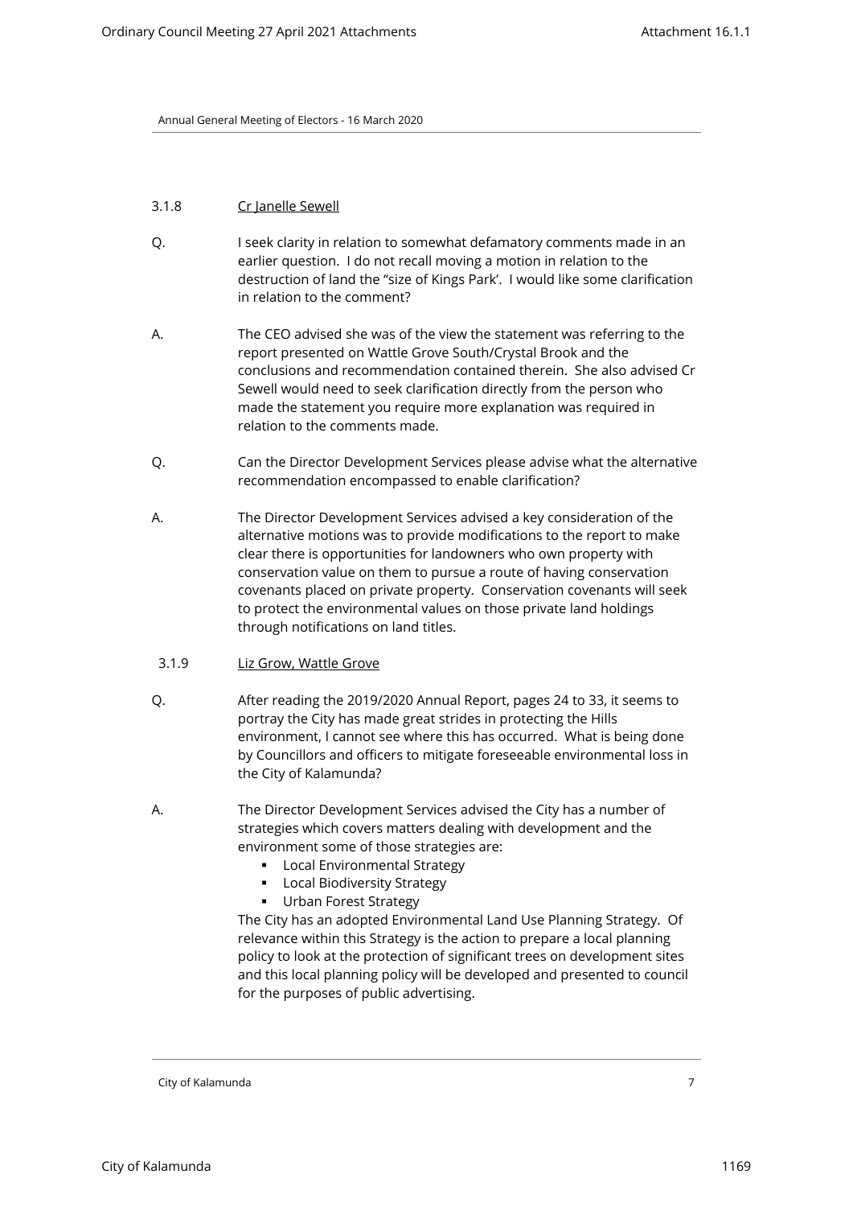### 3.1.8 Cr Janelle Sewell

Q. I seek clarity in relation to somewhat defamatory comments made in an earlier question. I do not recall moving a motion in relation to the destruction of land the "size of Kings Park'. I would like some clarification in relation to the comment?

A. The CEO advised she was of the view the statement was referring to the report presented on Wattle Grove South/Crystal Brook and the conclusions and recommendation contained therein. She also advised Cr Sewell would need to seek clarification directly from the person who made the statement you require more explanation was required in relation to the comments made.

Q. Can the Director Development Services please advise what the alternative recommendation encompassed to enable clarification?

A. The Director Development Services advised a key consideration of the alternative motions was to provide modifications to the report to make clear there is opportunities for landowners who own property with conservation value on them to pursue a route of having conservation covenants placed on private property. Conservation covenants will seek to protect the environmental values on those private land holdings through notifications on land titles.

### 3.1.9 Liz Grow, Wattle Grove

Q. After reading the 2019/2020 Annual Report, pages 24 to 33, it seems to portray the City has made great strides in protecting the Hills environment, I cannot see where this has occurred. What is being done by Councillors and officers to mitigate foreseeable environmental loss in the City of Kalamunda?

A. The Director Development Services advised the City has a number of strategies which covers matters dealing with development and the environment some of those strategies are:

- Local Environmental Strategy
- Local Biodiversity Strategy
- Urban Forest Strategy

The City has an adopted Environmental Land Use Planning Strategy. Of relevance within this Strategy is the action to prepare a local planning policy to look at the protection of significant trees on development sites and this local planning policy will be developed and presented to council for the purposes of public advertising.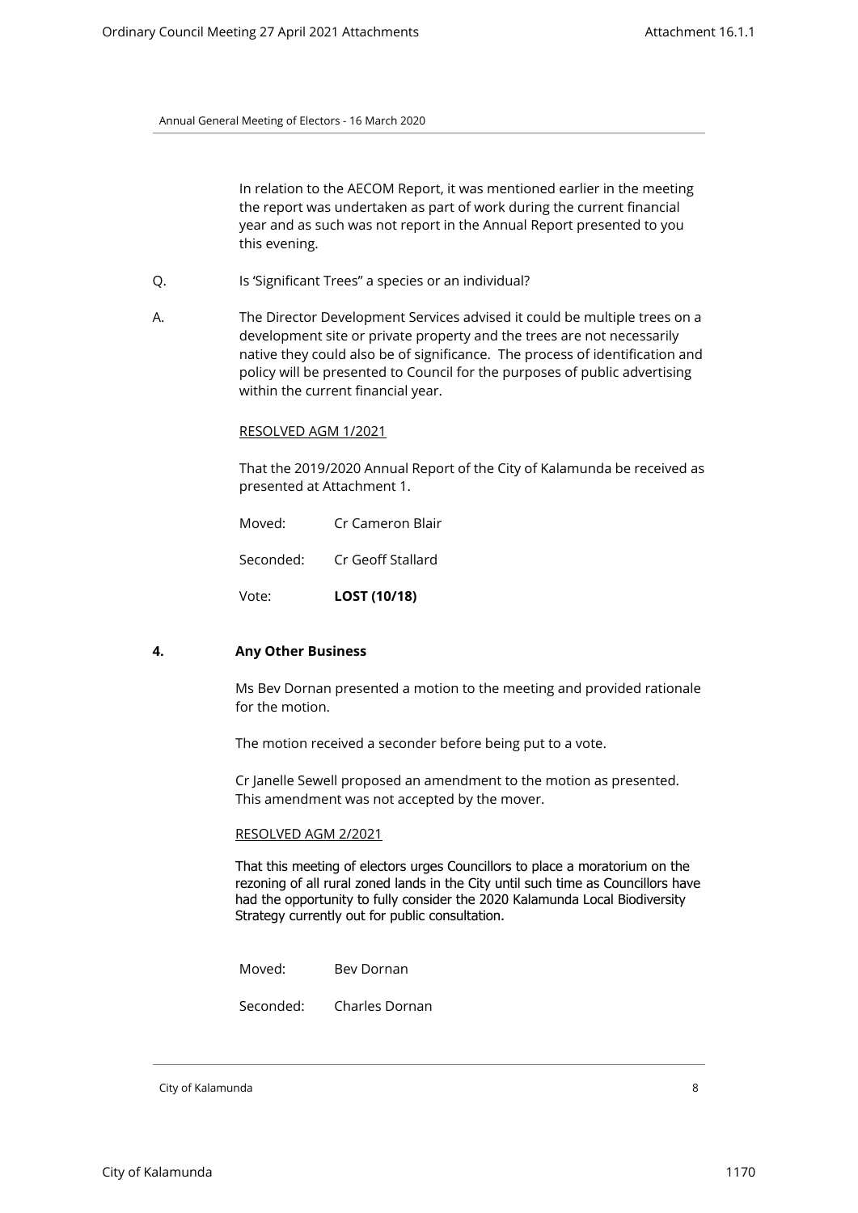In relation to the AECOM Report, it was mentioned earlier in the meeting the report was undertaken as part of work during the current financial year and as such was not report in the Annual Report presented to you this evening.

Q. Is 'Significant Trees" a species or an individual?

A. The Director Development Services advised it could be multiple trees on a development site or private property and the trees are not necessarily native they could also be of significance. The process of identification and policy will be presented to Council for the purposes of public advertising within the current financial year.

RESOLVED AGM 1/2021

That the 2019/2020 Annual Report of the City of Kalamunda be received as presented at Attachment 1.

Moved: Cr Cameron Blair

Seconded: Cr Geoff Stallard

Vote: **LOST (10/18)**

## 4. Any Other Business

Ms Bev Dornan presented a motion to the meeting and provided rationale for the motion.

The motion received a seconder before being put to a vote.

Cr Janelle Sewell proposed an amendment to the motion as presented. This amendment was not accepted by the mover.

RESOLVED AGM 2/2021

That this meeting of electors urges Councillors to place a moratorium on the rezoning of all rural zoned lands in the City until such time as Councillors have had the opportunity to fully consider the 2020 Kalamunda Local Biodiversity Strategy currently out for public consultation.

Moved: Bev Dornan

Seconded: Charles Dornan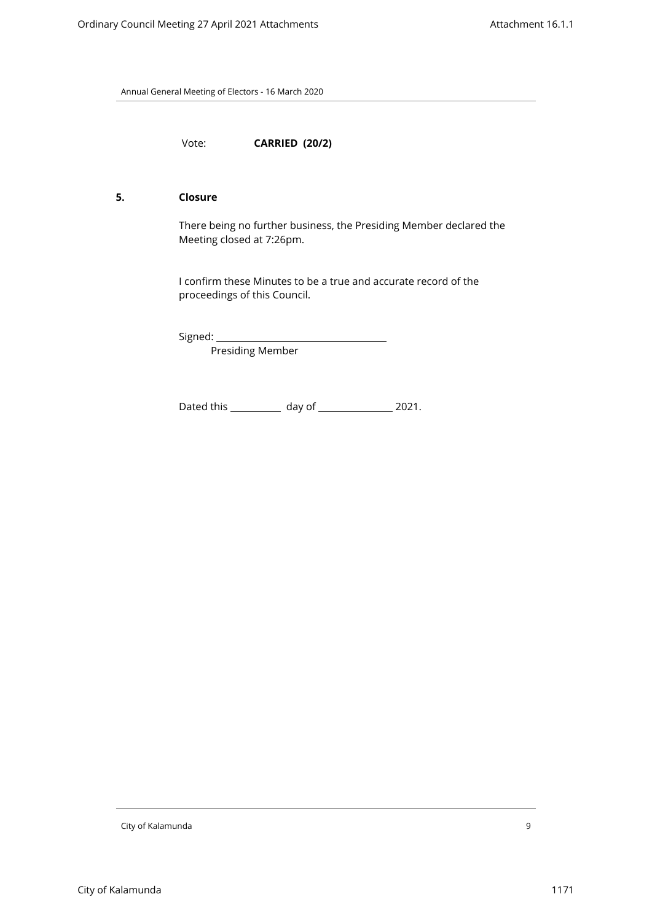Vote: **CARRIED (20/2)**

## 5. Closure

There being no further business, the Presiding Member declared the Meeting closed at 7:26pm.

I confirm these Minutes to be a true and accurate record of the proceedings of this Council.

Signed: ________________________________
Presiding Member

Dated this __________ day of _______________ 2021.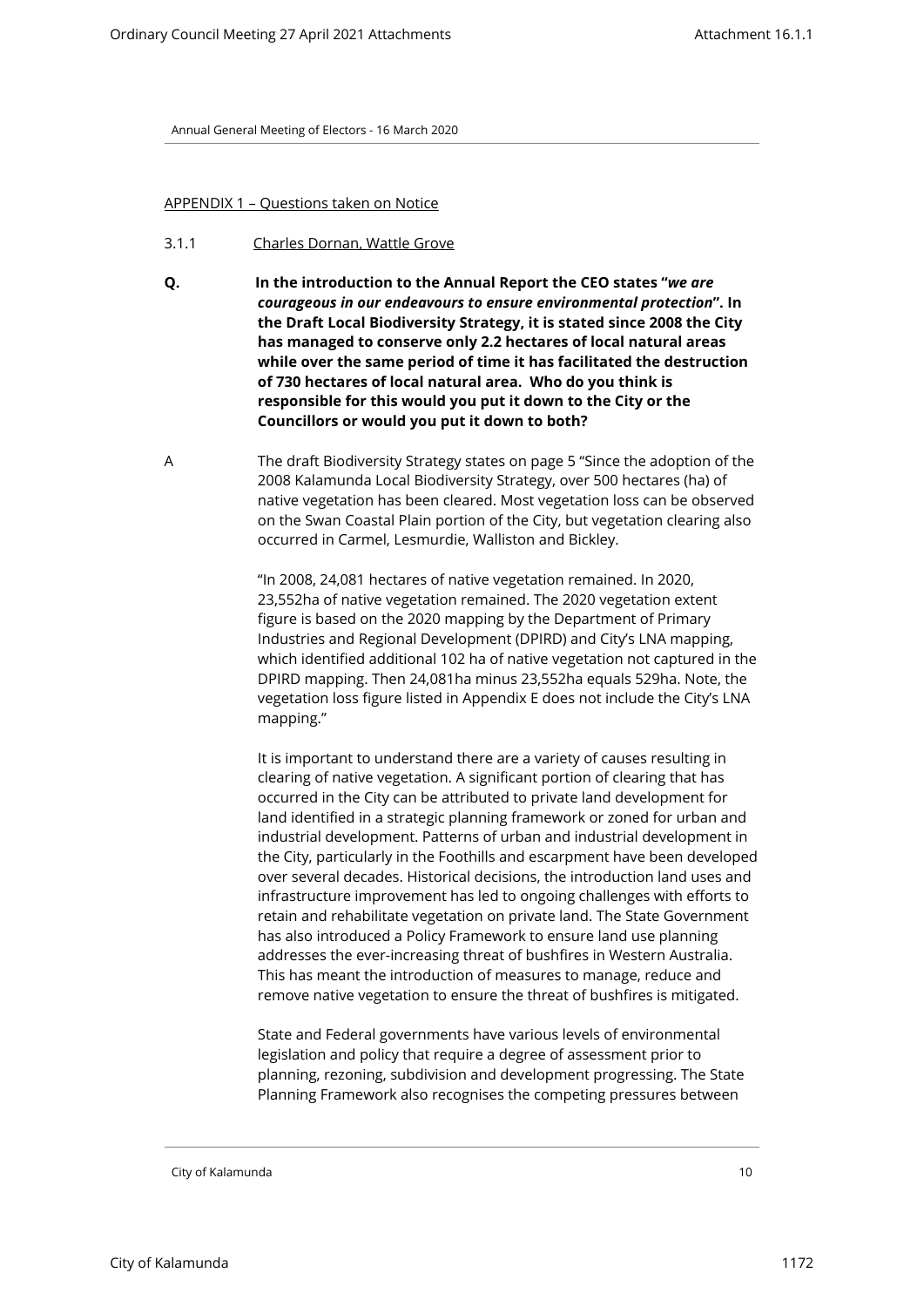Annual General Meeting of Electors - 16 March 2020

APPENDIX 1 – Questions taken on Notice

3.1.1 Charles Dornan, Wattle Grove

**Q.** **In the introduction to the Annual Report the CEO states "*we are courageous in our endeavours to ensure environmental protection*". In the Draft Local Biodiversity Strategy, it is stated since 2008 the City has managed to conserve only 2.2 hectares of local natural areas while over the same period of time it has facilitated the destruction of 730 hectares of local natural area. Who do you think is responsible for this would you put it down to the City or the Councillors or would you put it down to both?**

A The draft Biodiversity Strategy states on page 5 "Since the adoption of the 2008 Kalamunda Local Biodiversity Strategy, over 500 hectares (ha) of native vegetation has been cleared. Most vegetation loss can be observed on the Swan Coastal Plain portion of the City, but vegetation clearing also occurred in Carmel, Lesmurdie, Walliston and Bickley.

"In 2008, 24,081 hectares of native vegetation remained. In 2020, 23,552ha of native vegetation remained. The 2020 vegetation extent figure is based on the 2020 mapping by the Department of Primary Industries and Regional Development (DPIRD) and City's LNA mapping, which identified additional 102 ha of native vegetation not captured in the DPIRD mapping. Then 24,081ha minus 23,552ha equals 529ha. Note, the vegetation loss figure listed in Appendix E does not include the City's LNA mapping."

It is important to understand there are a variety of causes resulting in clearing of native vegetation. A significant portion of clearing that has occurred in the City can be attributed to private land development for land identified in a strategic planning framework or zoned for urban and industrial development. Patterns of urban and industrial development in the City, particularly in the Foothills and escarpment have been developed over several decades. Historical decisions, the introduction land uses and infrastructure improvement has led to ongoing challenges with efforts to retain and rehabilitate vegetation on private land. The State Government has also introduced a Policy Framework to ensure land use planning addresses the ever-increasing threat of bushfires in Western Australia. This has meant the introduction of measures to manage, reduce and remove native vegetation to ensure the threat of bushfires is mitigated.

State and Federal governments have various levels of environmental legislation and policy that require a degree of assessment prior to planning, rezoning, subdivision and development progressing. The State Planning Framework also recognises the competing pressures between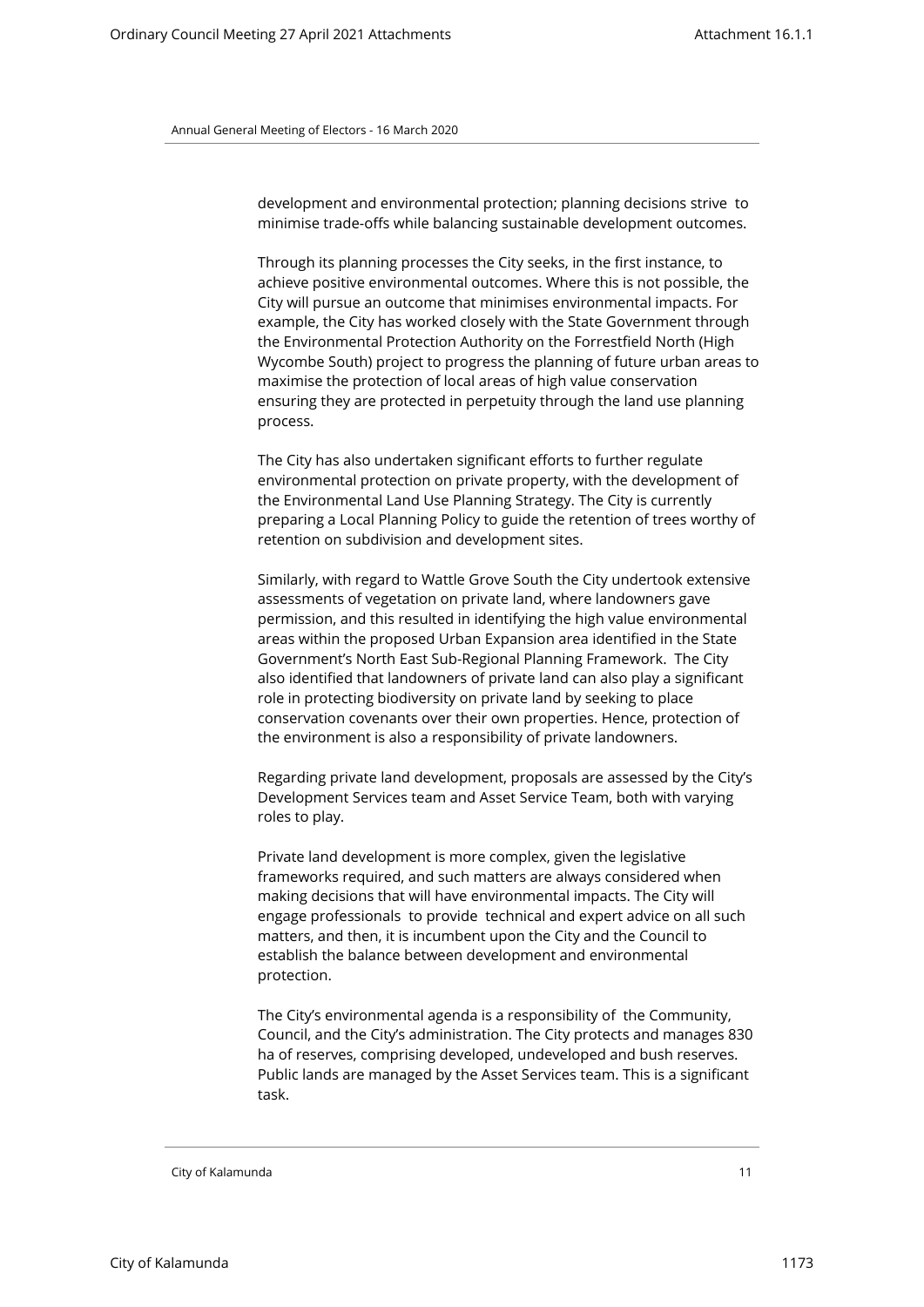development and environmental protection; planning decisions strive to minimise trade-offs while balancing sustainable development outcomes.

Through its planning processes the City seeks, in the first instance, to achieve positive environmental outcomes. Where this is not possible, the City will pursue an outcome that minimises environmental impacts. For example, the City has worked closely with the State Government through the Environmental Protection Authority on the Forrestfield North (High Wycombe South) project to progress the planning of future urban areas to maximise the protection of local areas of high value conservation ensuring they are protected in perpetuity through the land use planning process.

The City has also undertaken significant efforts to further regulate environmental protection on private property, with the development of the Environmental Land Use Planning Strategy. The City is currently preparing a Local Planning Policy to guide the retention of trees worthy of retention on subdivision and development sites.

Similarly, with regard to Wattle Grove South the City undertook extensive assessments of vegetation on private land, where landowners gave permission, and this resulted in identifying the high value environmental areas within the proposed Urban Expansion area identified in the State Government's North East Sub-Regional Planning Framework. The City also identified that landowners of private land can also play a significant role in protecting biodiversity on private land by seeking to place conservation covenants over their own properties. Hence, protection of the environment is also a responsibility of private landowners.

Regarding private land development, proposals are assessed by the City's Development Services team and Asset Service Team, both with varying roles to play.

Private land development is more complex, given the legislative frameworks required, and such matters are always considered when making decisions that will have environmental impacts. The City will engage professionals to provide technical and expert advice on all such matters, and then, it is incumbent upon the City and the Council to establish the balance between development and environmental protection.

The City's environmental agenda is a responsibility of the Community, Council, and the City's administration. The City protects and manages 830 ha of reserves, comprising developed, undeveloped and bush reserves. Public lands are managed by the Asset Services team. This is a significant task.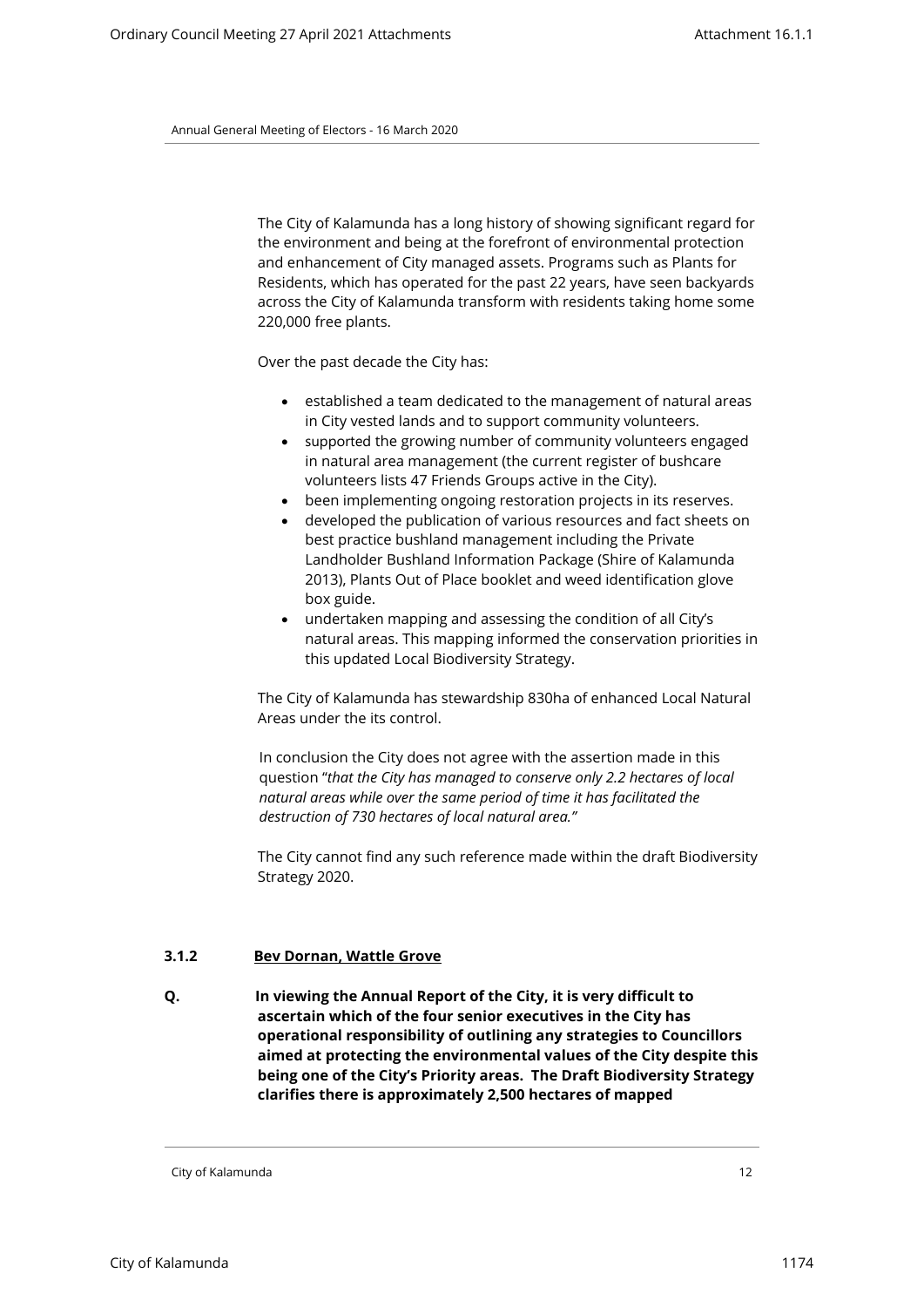The City of Kalamunda has a long history of showing significant regard for the environment and being at the forefront of environmental protection and enhancement of City managed assets. Programs such as Plants for Residents, which has operated for the past 22 years, have seen backyards across the City of Kalamunda transform with residents taking home some 220,000 free plants.

Over the past decade the City has:

- established a team dedicated to the management of natural areas in City vested lands and to support community volunteers.
- supported the growing number of community volunteers engaged in natural area management (the current register of bushcare volunteers lists 47 Friends Groups active in the City).
- been implementing ongoing restoration projects in its reserves.
- developed the publication of various resources and fact sheets on best practice bushland management including the Private Landholder Bushland Information Package (Shire of Kalamunda 2013), Plants Out of Place booklet and weed identification glove box guide.
- undertaken mapping and assessing the condition of all City's natural areas. This mapping informed the conservation priorities in this updated Local Biodiversity Strategy.

The City of Kalamunda has stewardship 830ha of enhanced Local Natural Areas under the its control.

In conclusion the City does not agree with the assertion made in this question "*that the City has managed to conserve only 2.2 hectares of local natural areas while over the same period of time it has facilitated the destruction of 730 hectares of local natural area.*"

The City cannot find any such reference made within the draft Biodiversity Strategy 2020.

### 3.1.2 Bev Dornan, Wattle Grove

**Q. In viewing the Annual Report of the City, it is very difficult to ascertain which of the four senior executives in the City has operational responsibility of outlining any strategies to Councillors aimed at protecting the environmental values of the City despite this being one of the City's Priority areas. The Draft Biodiversity Strategy clarifies there is approximately 2,500 hectares of mapped**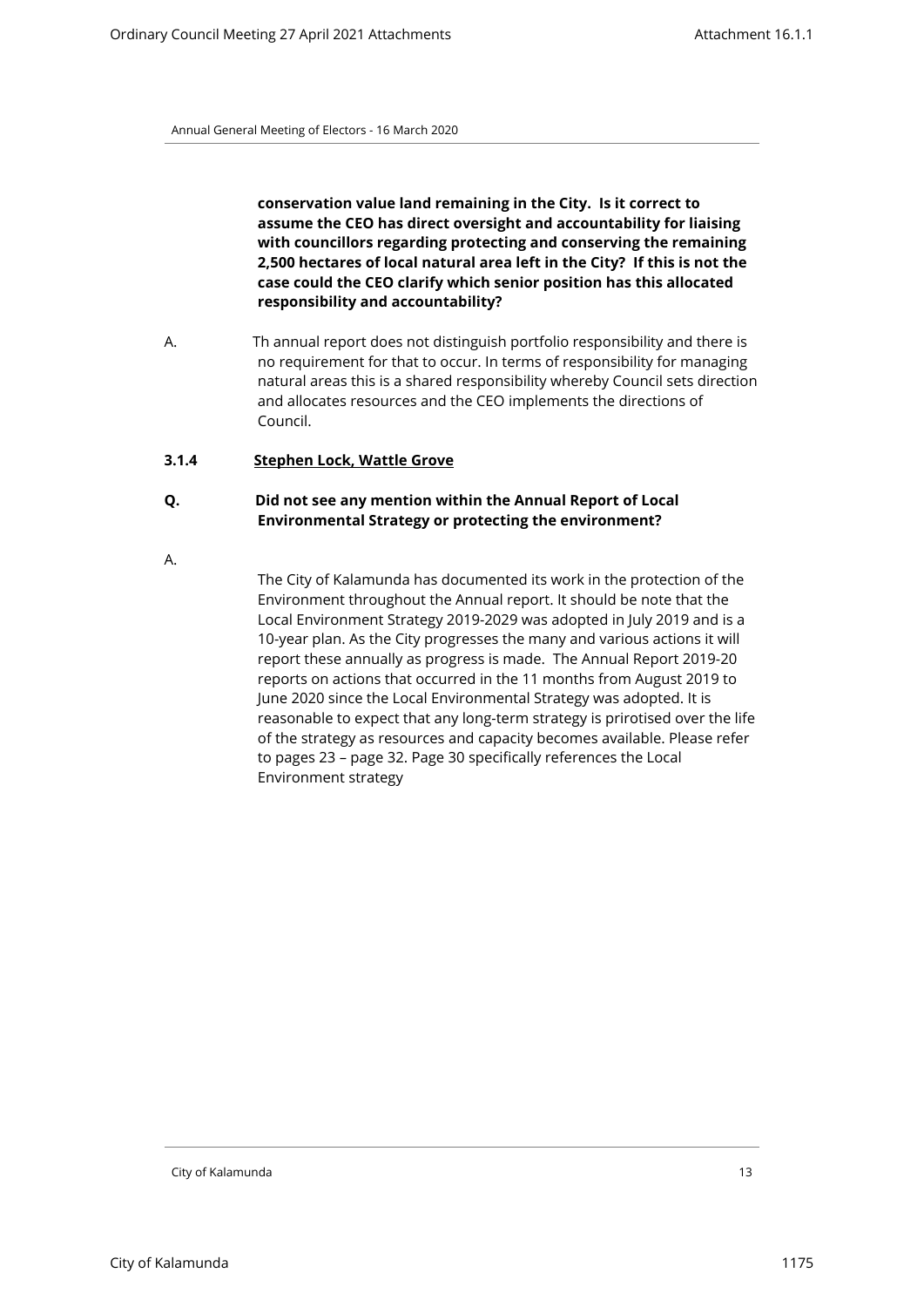**conservation value land remaining in the City. Is it correct to assume the CEO has direct oversight and accountability for liaising with councillors regarding protecting and conserving the remaining 2,500 hectares of local natural area left in the City? If this is not the case could the CEO clarify which senior position has this allocated responsibility and accountability?**

A. Th annual report does not distinguish portfolio responsibility and there is no requirement for that to occur. In terms of responsibility for managing natural areas this is a shared responsibility whereby Council sets direction and allocates resources and the CEO implements the directions of Council.

### 3.1.4 Stephen Lock, Wattle Grove

**Q. Did not see any mention within the Annual Report of Local Environmental Strategy or protecting the environment?**

A.

The City of Kalamunda has documented its work in the protection of the Environment throughout the Annual report. It should be note that the Local Environment Strategy 2019-2029 was adopted in July 2019 and is a 10-year plan. As the City progresses the many and various actions it will report these annually as progress is made. The Annual Report 2019-20 reports on actions that occurred in the 11 months from August 2019 to June 2020 since the Local Environmental Strategy was adopted. It is reasonable to expect that any long-term strategy is prirotised over the life of the strategy as resources and capacity becomes available. Please refer to pages 23 – page 32. Page 30 specifically references the Local Environment strategy